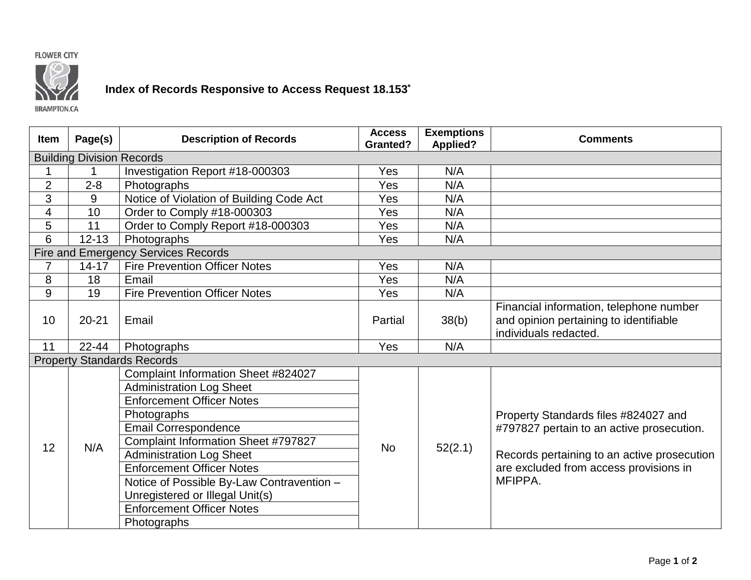FLOWER CITY

BRAMPTON.CA

# Index of Records Responsive to Access Request 18.153*

| Item | Page(s) | Description of Records | Access Granted? | Exemptions Applied? | Comments |
|---|---|---|---|---|---|
| **Building Division Records** | | | | | |
| 1 | 1 | Investigation Report #18-000303 | Yes | N/A | |
| 2 | 2-8 | Photographs | Yes | N/A | |
| 3 | 9 | Notice of Violation of Building Code Act | Yes | N/A | |
| 4 | 10 | Order to Comply #18-000303 | Yes | N/A | |
| 5 | 11 | Order to Comply Report #18-000303 | Yes | N/A | |
| 6 | 12-13 | Photographs | Yes | N/A | |
| **Fire and Emergency Services Records** | | | | | |
| 7 | 14-17 | Fire Prevention Officer Notes | Yes | N/A | |
| 8 | 18 | Email | Yes | N/A | |
| 9 | 19 | Fire Prevention Officer Notes | Yes | N/A | |
| 10 | 20-21 | Email | Partial | 38(b) | Financial information, telephone number and opinion pertaining to identifiable individuals redacted. |
| 11 | 22-44 | Photographs | Yes | N/A | |
| **Property Standards Records** | | | | | |
| 12 | N/A | Complaint Information Sheet #824027<br>Administration Log Sheet<br>Enforcement Officer Notes<br>Photographs<br>Email Correspondence<br>Complaint Information Sheet #797827<br>Administration Log Sheet<br>Enforcement Officer Notes<br>Notice of Possible By-Law Contravention – Unregistered or Illegal Unit(s)<br>Enforcement Officer Notes<br>Photographs | No | 52(2.1) | Property Standards files #824027 and #797827 pertain to an active prosecution.<br><br>Records pertaining to an active prosecution are excluded from access provisions in MFIPPA. |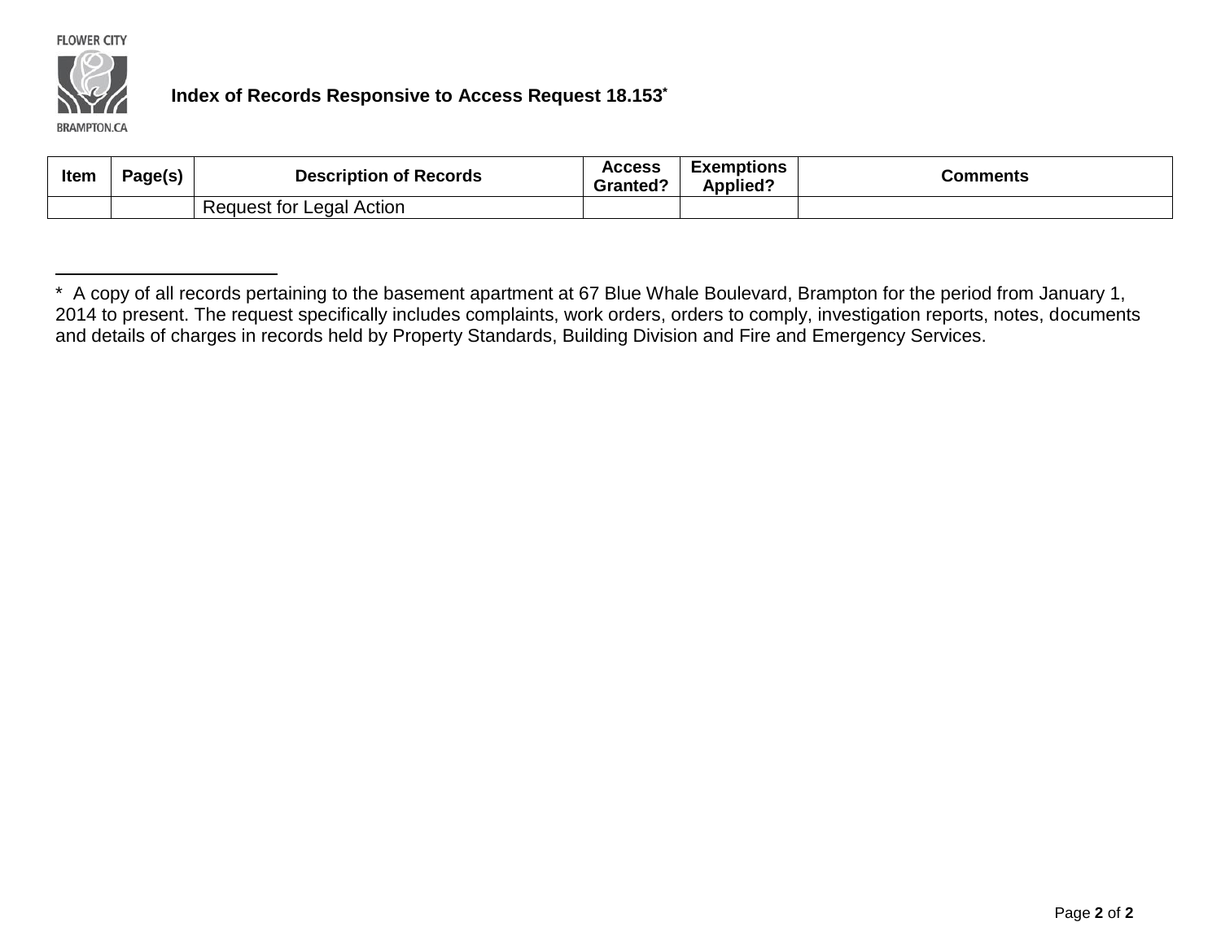FLOWER CITY

BRAMPTON.CA

**Index of Records Responsive to Access Request 18.153***

| Item | Page(s) | Description of Records | Access Granted? | Exemptions Applied? | Comments |
|---|---|---|---|---|---|
| | | Request for Legal Action | | | |

---

* A copy of all records pertaining to the basement apartment at 67 Blue Whale Boulevard, Brampton for the period from January 1, 2014 to present. The request specifically includes complaints, work orders, orders to comply, investigation reports, notes, documents and details of charges in records held by Property Standards, Building Division and Fire and Emergency Services.